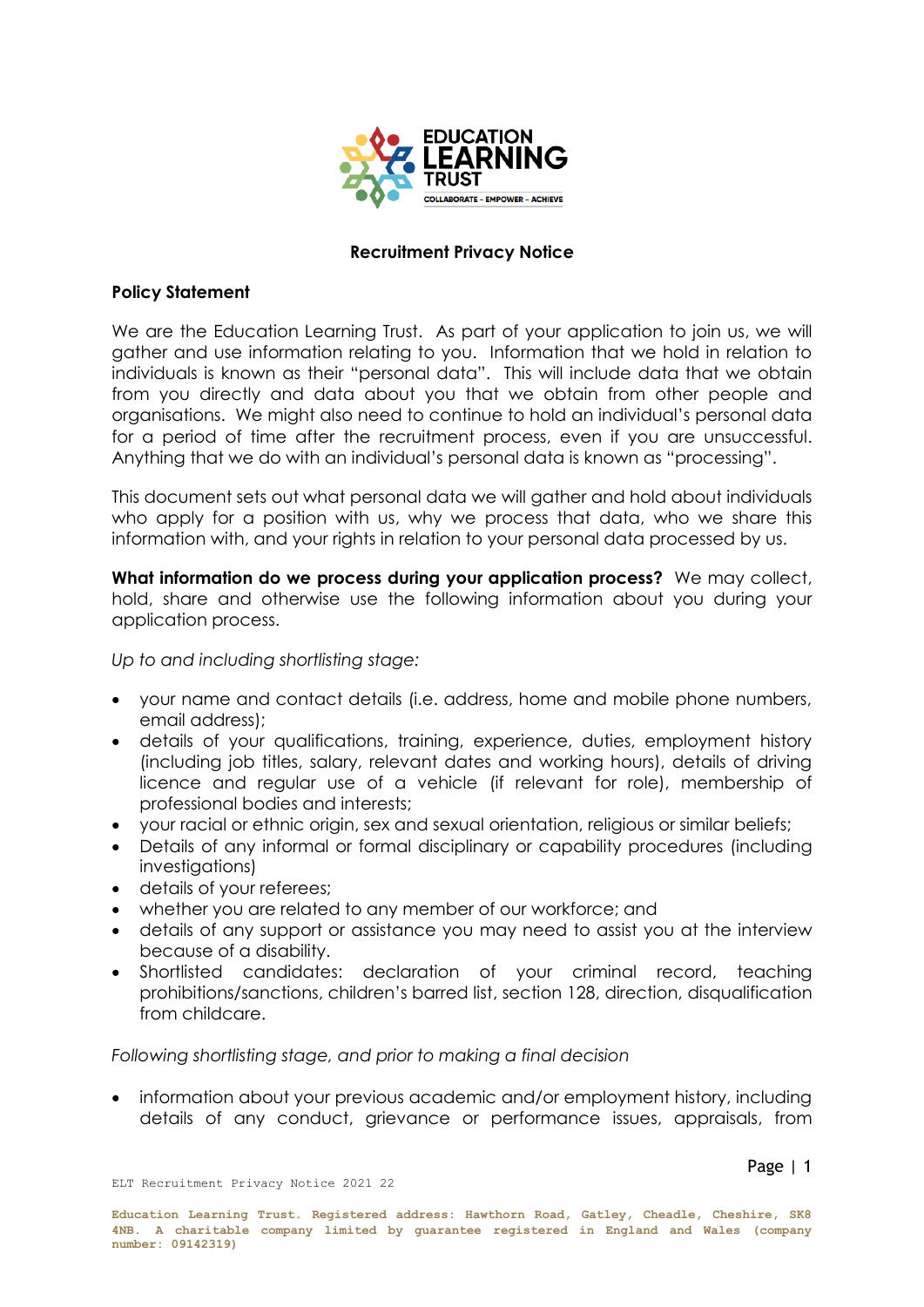# Recruitment Privacy Notice

## Policy Statement

We are the Education Learning Trust. As part of your application to join us, we will gather and use information relating to you. Information that we hold in relation to individuals is known as their "personal data". This will include data that we obtain from you directly and data about you that we obtain from other people and organisations. We might also need to continue to hold an individual's personal data for a period of time after the recruitment process, even if you are unsuccessful. Anything that we do with an individual's personal data is known as "processing".

This document sets out what personal data we will gather and hold about individuals who apply for a position with us, why we process that data, who we share this information with, and your rights in relation to your personal data processed by us.

**What information do we process during your application process?** We may collect, hold, share and otherwise use the following information about you during your application process.

*Up to and including shortlisting stage:*

- your name and contact details (i.e. address, home and mobile phone numbers, email address);
- details of your qualifications, training, experience, duties, employment history (including job titles, salary, relevant dates and working hours), details of driving licence and regular use of a vehicle (if relevant for role), membership of professional bodies and interests;
- your racial or ethnic origin, sex and sexual orientation, religious or similar beliefs;
- Details of any informal or formal disciplinary or capability procedures (including investigations)
- details of your referees;
- whether you are related to any member of our workforce; and
- details of any support or assistance you may need to assist you at the interview because of a disability.
- Shortlisted candidates: declaration of your criminal record, teaching prohibitions/sanctions, children's barred list, section 128, direction, disqualification from childcare.

*Following shortlisting stage, and prior to making a final decision*

- information about your previous academic and/or employment history, including details of any conduct, grievance or performance issues, appraisals, from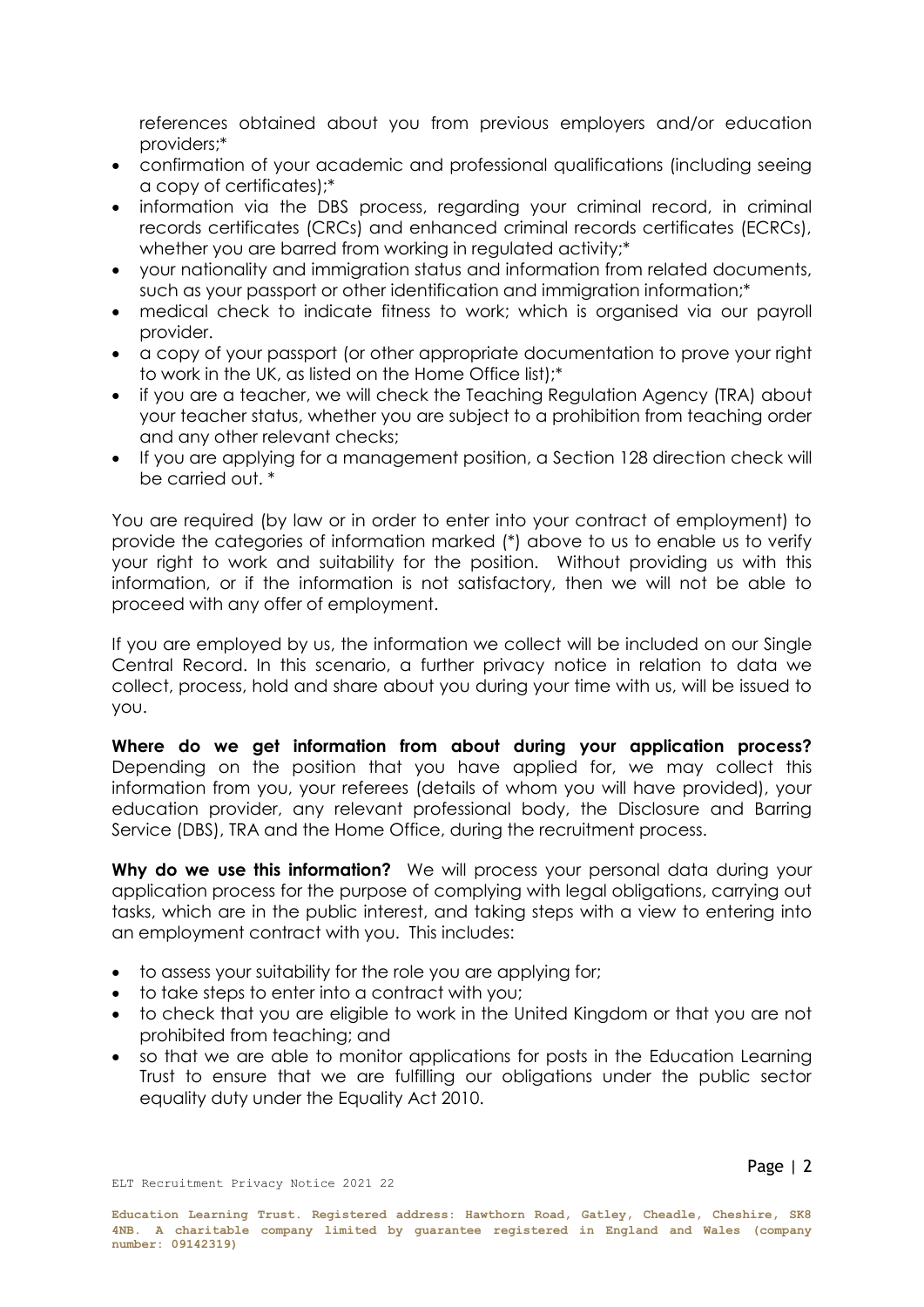references obtained about you from previous employers and/or education providers;*

- confirmation of your academic and professional qualifications (including seeing a copy of certificates);*
- information via the DBS process, regarding your criminal record, in criminal records certificates (CRCs) and enhanced criminal records certificates (ECRCs), whether you are barred from working in regulated activity;*
- your nationality and immigration status and information from related documents, such as your passport or other identification and immigration information;*
- medical check to indicate fitness to work; which is organised via our payroll provider.
- a copy of your passport (or other appropriate documentation to prove your right to work in the UK, as listed on the Home Office list);*
- if you are a teacher, we will check the Teaching Regulation Agency (TRA) about your teacher status, whether you are subject to a prohibition from teaching order and any other relevant checks;
- If you are applying for a management position, a Section 128 direction check will be carried out. *

You are required (by law or in order to enter into your contract of employment) to provide the categories of information marked (*) above to us to enable us to verify your right to work and suitability for the position. Without providing us with this information, or if the information is not satisfactory, then we will not be able to proceed with any offer of employment.

If you are employed by us, the information we collect will be included on our Single Central Record. In this scenario, a further privacy notice in relation to data we collect, process, hold and share about you during your time with us, will be issued to you.

**Where do we get information from about during your application process?** Depending on the position that you have applied for, we may collect this information from you, your referees (details of whom you will have provided), your education provider, any relevant professional body, the Disclosure and Barring Service (DBS), TRA and the Home Office, during the recruitment process.

**Why do we use this information?** We will process your personal data during your application process for the purpose of complying with legal obligations, carrying out tasks, which are in the public interest, and taking steps with a view to entering into an employment contract with you. This includes:

- to assess your suitability for the role you are applying for;
- to take steps to enter into a contract with you;
- to check that you are eligible to work in the United Kingdom or that you are not prohibited from teaching; and
- so that we are able to monitor applications for posts in the Education Learning Trust to ensure that we are fulfilling our obligations under the public sector equality duty under the Equality Act 2010.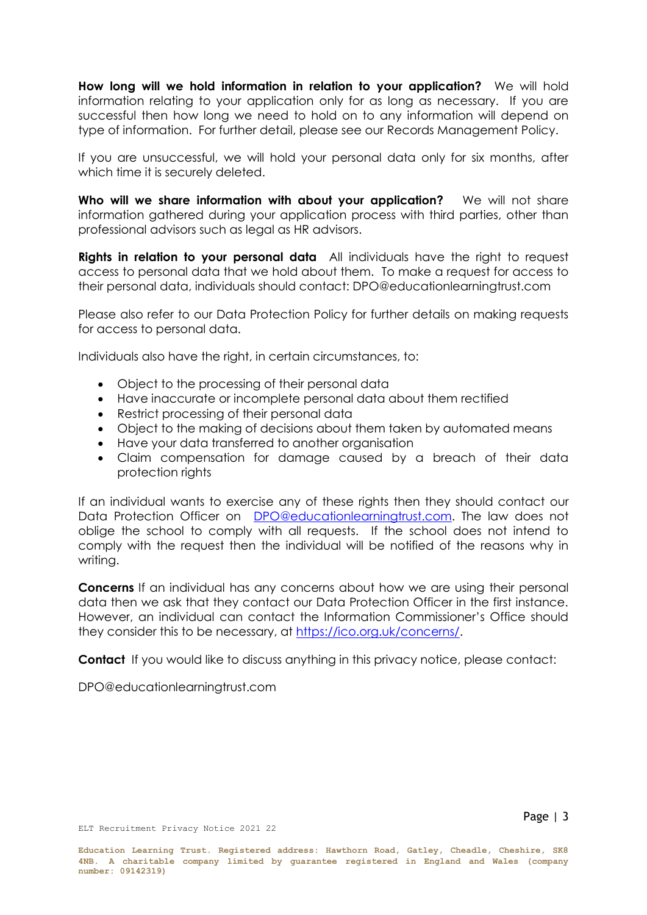**How long will we hold information in relation to your application?** We will hold information relating to your application only for as long as necessary. If you are successful then how long we need to hold on to any information will depend on type of information. For further detail, please see our Records Management Policy.

If you are unsuccessful, we will hold your personal data only for six months, after which time it is securely deleted.

**Who will we share information with about your application?** We will not share information gathered during your application process with third parties, other than professional advisors such as legal as HR advisors.

**Rights in relation to your personal data** All individuals have the right to request access to personal data that we hold about them. To make a request for access to their personal data, individuals should contact: DPO@educationlearningtrust.com

Please also refer to our Data Protection Policy for further details on making requests for access to personal data.

Individuals also have the right, in certain circumstances, to:

- Object to the processing of their personal data
- Have inaccurate or incomplete personal data about them rectified
- Restrict processing of their personal data
- Object to the making of decisions about them taken by automated means
- Have your data transferred to another organisation
- Claim compensation for damage caused by a breach of their data protection rights

If an individual wants to exercise any of these rights then they should contact our Data Protection Officer on [DPO@educationlearningtrust.com](mailto:DPO@educationlearningtrust.com). The law does not oblige the school to comply with all requests. If the school does not intend to comply with the request then the individual will be notified of the reasons why in writing.

**Concerns** If an individual has any concerns about how we are using their personal data then we ask that they contact our Data Protection Officer in the first instance. However, an individual can contact the Information Commissioner's Office should they consider this to be necessary, at [https://ico.org.uk/concerns/](https://ico.org.uk/concerns/).

**Contact** If you would like to discuss anything in this privacy notice, please contact:

DPO@educationlearningtrust.com